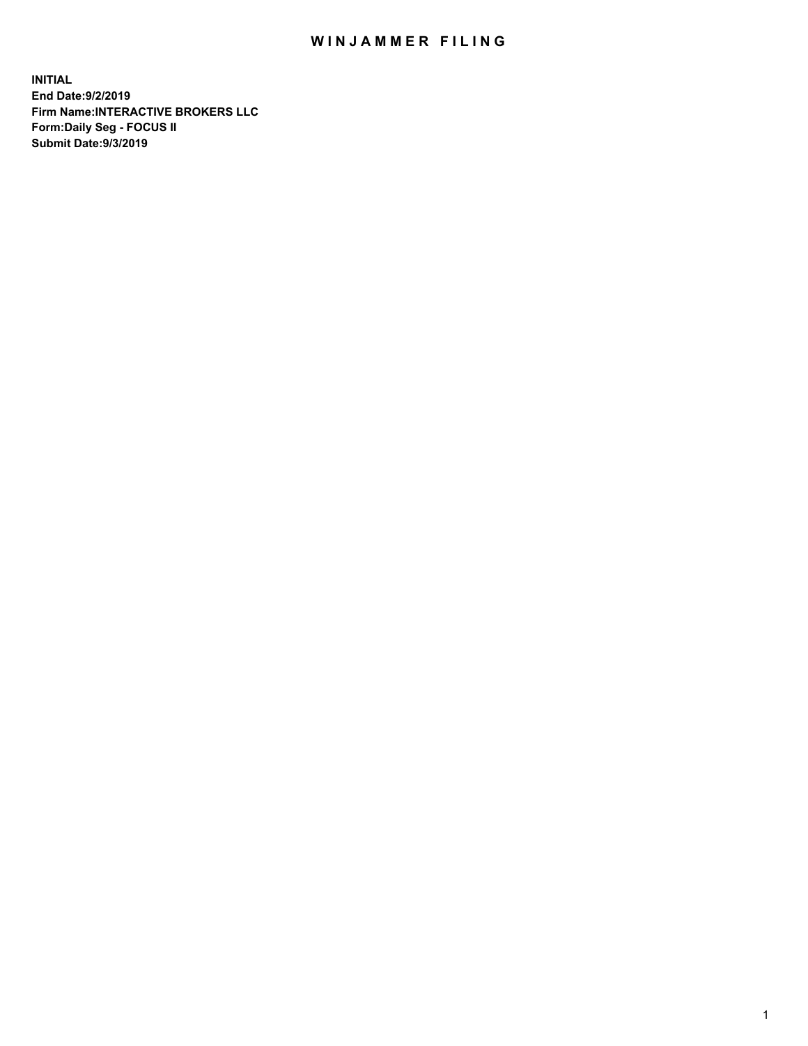# WINJAMMER FILING

**INITIAL**
**End Date:9/2/2019**
**Firm Name:INTERACTIVE BROKERS LLC**
**Form:Daily Seg - FOCUS II**
**Submit Date:9/3/2019**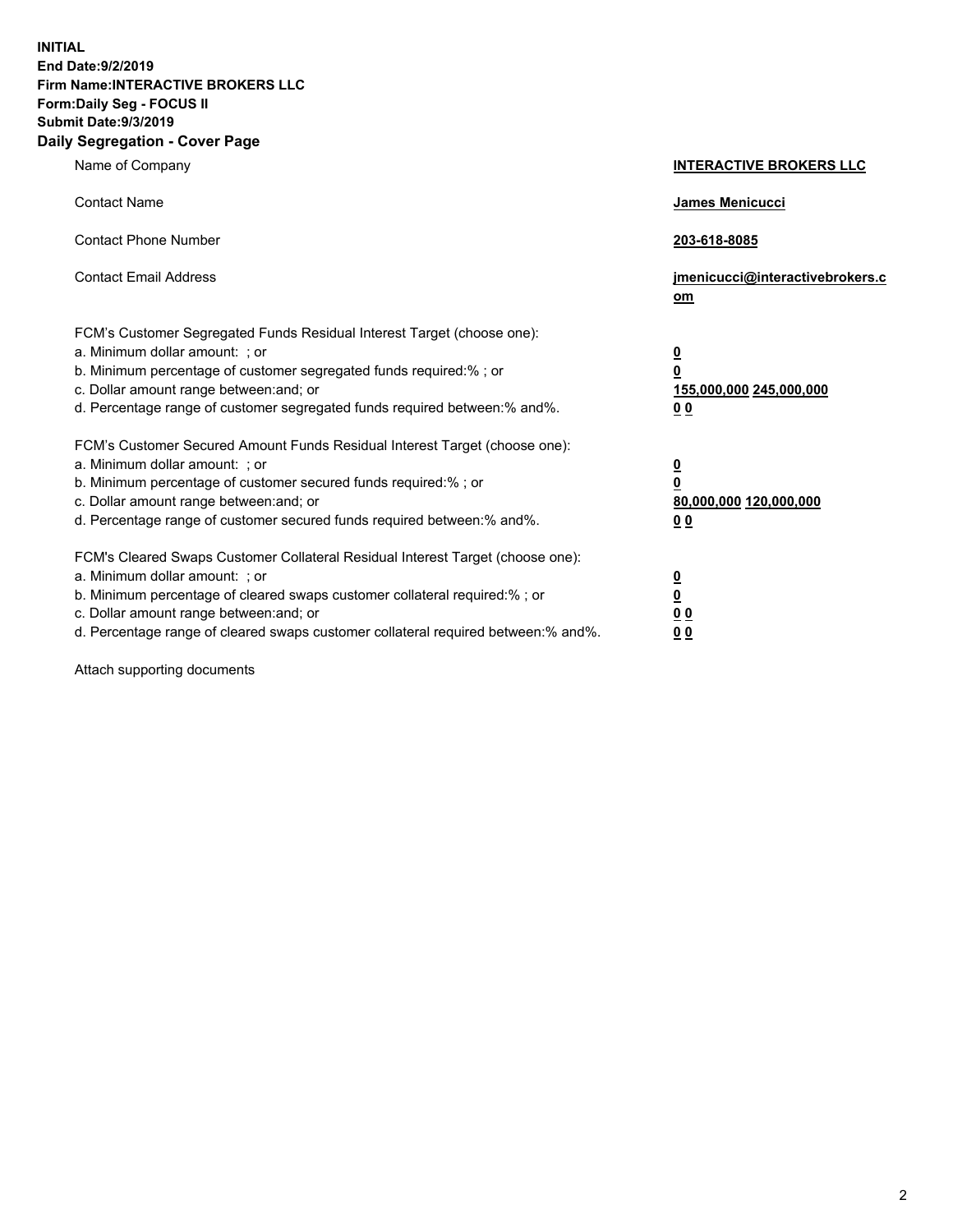**INITIAL**
**End Date:9/2/2019**
**Firm Name:INTERACTIVE BROKERS LLC**
**Form:Daily Seg - FOCUS II**
**Submit Date:9/3/2019**
**Daily Segregation - Cover Page**

| | |
|---|---|
| Name of Company | **INTERACTIVE BROKERS LLC** |
| Contact Name | **James Menicucci** |
| Contact Phone Number | **203-618-8085** |
| Contact Email Address | **jmenicucci@interactivebrokers.com** |
| FCM's Customer Segregated Funds Residual Interest Target (choose one): | |
| a. Minimum dollar amount: ; or | **0** |
| b. Minimum percentage of customer segregated funds required:% ; or | **0** |
| c. Dollar amount range between:and; or | **155,000,000 245,000,000** |
| d. Percentage range of customer segregated funds required between:% and%. | **0 0** |
| FCM's Customer Secured Amount Funds Residual Interest Target (choose one): | |
| a. Minimum dollar amount: ; or | **0** |
| b. Minimum percentage of customer secured funds required:% ; or | **0** |
| c. Dollar amount range between:and; or | **80,000,000 120,000,000** |
| d. Percentage range of customer secured funds required between:% and%. | **0 0** |
| FCM's Cleared Swaps Customer Collateral Residual Interest Target (choose one): | |
| a. Minimum dollar amount: ; or | **0** |
| b. Minimum percentage of cleared swaps customer collateral required:% ; or | **0** |
| c. Dollar amount range between:and; or | **0 0** |
| d. Percentage range of cleared swaps customer collateral required between:% and%. | **0 0** |

Attach supporting documents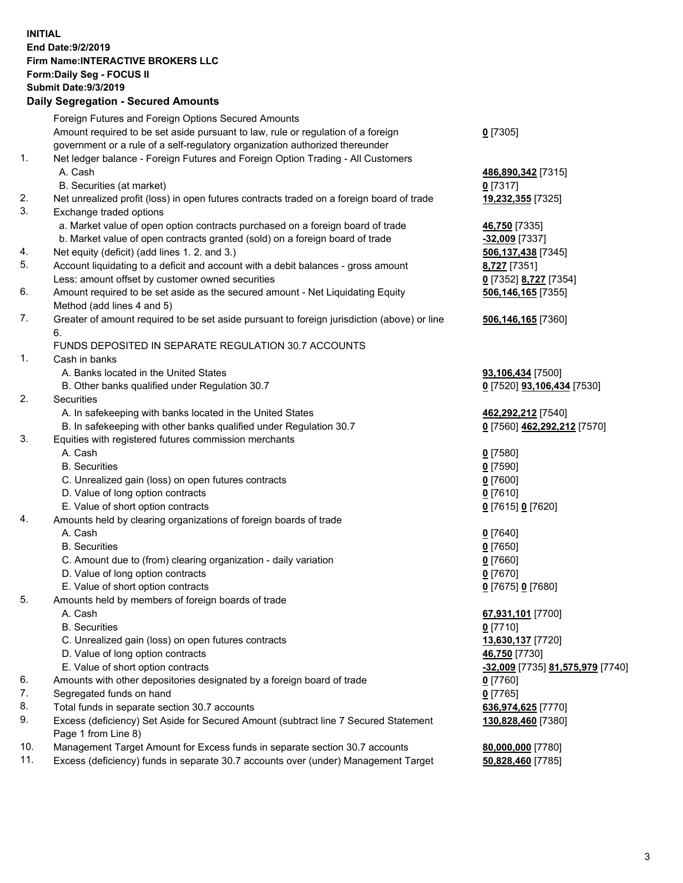**INITIAL**
**End Date:9/2/2019**
**Firm Name:INTERACTIVE BROKERS LLC**
**Form:Daily Seg - FOCUS II**
**Submit Date:9/3/2019**
**Daily Segregation - Secured Amounts**

| | | |
|---|---|---|
| | Foreign Futures and Foreign Options Secured Amounts | |
| | Amount required to be set aside pursuant to law, rule or regulation of a foreign government or a rule of a self-regulatory organization authorized thereunder | **0** [7305] |
| 1. | Net ledger balance - Foreign Futures and Foreign Option Trading - All Customers | |
| | A. Cash | **486,890,342** [7315] |
| | B. Securities (at market) | **0** [7317] |
| 2. | Net unrealized profit (loss) in open futures contracts traded on a foreign board of trade | **19,232,355** [7325] |
| 3. | Exchange traded options | |
| | a. Market value of open option contracts purchased on a foreign board of trade | **46,750** [7335] |
| | b. Market value of open contracts granted (sold) on a foreign board of trade | **-32,009** [7337] |
| 4. | Net equity (deficit) (add lines 1. 2. and 3.) | **506,137,438** [7345] |
| 5. | Account liquidating to a deficit and account with a debit balances - gross amount | **8,727** [7351] |
| | Less: amount offset by customer owned securities | **0** [7352] **8,727** [7354] |
| 6. | Amount required to be set aside as the secured amount - Net Liquidating Equity Method (add lines 4 and 5) | **506,146,165** [7355] |
| 7. | Greater of amount required to be set aside pursuant to foreign jurisdiction (above) or line 6. | **506,146,165** [7360] |
| | FUNDS DEPOSITED IN SEPARATE REGULATION 30.7 ACCOUNTS | |
| 1. | Cash in banks | |
| | A. Banks located in the United States | **93,106,434** [7500] |
| | B. Other banks qualified under Regulation 30.7 | **0** [7520] **93,106,434** [7530] |
| 2. | Securities | |
| | A. In safekeeping with banks located in the United States | **462,292,212** [7540] |
| | B. In safekeeping with other banks qualified under Regulation 30.7 | **0** [7560] **462,292,212** [7570] |
| 3. | Equities with registered futures commission merchants | |
| | A. Cash | **0** [7580] |
| | B. Securities | **0** [7590] |
| | C. Unrealized gain (loss) on open futures contracts | **0** [7600] |
| | D. Value of long option contracts | **0** [7610] |
| | E. Value of short option contracts | **0** [7615] **0** [7620] |
| 4. | Amounts held by clearing organizations of foreign boards of trade | |
| | A. Cash | **0** [7640] |
| | B. Securities | **0** [7650] |
| | C. Amount due to (from) clearing organization - daily variation | **0** [7660] |
| | D. Value of long option contracts | **0** [7670] |
| | E. Value of short option contracts | **0** [7675] **0** [7680] |
| 5. | Amounts held by members of foreign boards of trade | |
| | A. Cash | **67,931,101** [7700] |
| | B. Securities | **0** [7710] |
| | C. Unrealized gain (loss) on open futures contracts | **13,630,137** [7720] |
| | D. Value of long option contracts | **46,750** [7730] |
| | E. Value of short option contracts | **-32,009** [7735] **81,575,979** [7740] |
| 6. | Amounts with other depositories designated by a foreign board of trade | **0** [7760] |
| 7. | Segregated funds on hand | **0** [7765] |
| 8. | Total funds in separate section 30.7 accounts | **636,974,625** [7770] |
| 9. | Excess (deficiency) Set Aside for Secured Amount (subtract line 7 Secured Statement Page 1 from Line 8) | **130,828,460** [7380] |
| 10. | Management Target Amount for Excess funds in separate section 30.7 accounts | **80,000,000** [7780] |
| 11. | Excess (deficiency) funds in separate 30.7 accounts over (under) Management Target | **50,828,460** [7785] |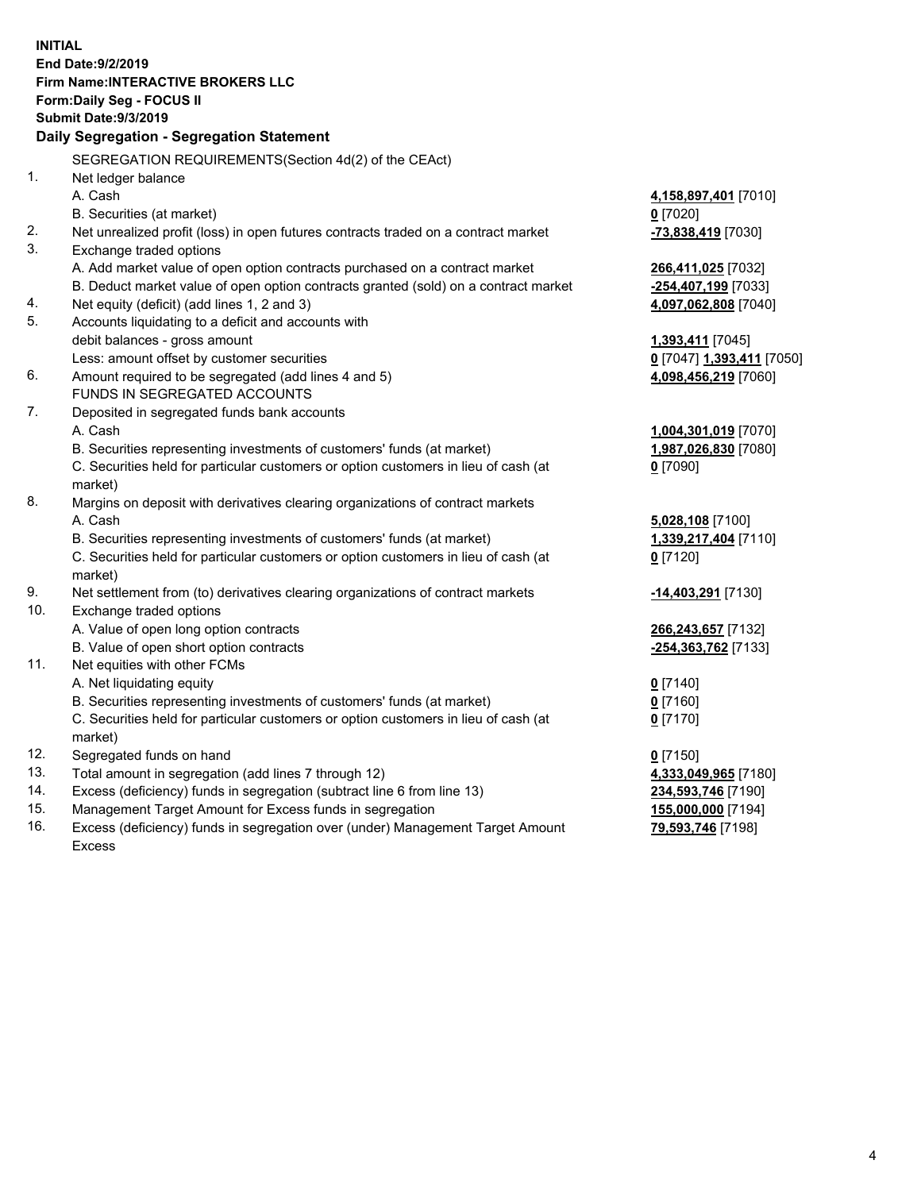**INITIAL**
**End Date:9/2/2019**
**Firm Name:INTERACTIVE BROKERS LLC**
**Form:Daily Seg - FOCUS II**
**Submit Date:9/3/2019**

### Daily Segregation - Segregation Statement

SEGREGATION REQUIREMENTS(Section 4d(2) of the CEAct)

| | | |
|---|---|---|
| 1. | Net ledger balance | |
| | A. Cash | **4,158,897,401** [7010] |
| | B. Securities (at market) | **0** [7020] |
| 2. | Net unrealized profit (loss) in open futures contracts traded on a contract market | **-73,838,419** [7030] |
| 3. | Exchange traded options | |
| | A. Add market value of open option contracts purchased on a contract market | **266,411,025** [7032] |
| | B. Deduct market value of open option contracts granted (sold) on a contract market | **-254,407,199** [7033] |
| 4. | Net equity (deficit) (add lines 1, 2 and 3) | **4,097,062,808** [7040] |
| 5. | Accounts liquidating to a deficit and accounts with | |
| | debit balances - gross amount | **1,393,411** [7045] |
| | Less: amount offset by customer securities | **0** [7047] **1,393,411** [7050] |
| 6. | Amount required to be segregated (add lines 4 and 5) | **4,098,456,219** [7060] |
| | FUNDS IN SEGREGATED ACCOUNTS | |
| 7. | Deposited in segregated funds bank accounts | |
| | A. Cash | **1,004,301,019** [7070] |
| | B. Securities representing investments of customers' funds (at market) | **1,987,026,830** [7080] |
| | C. Securities held for particular customers or option customers in lieu of cash (at market) | **0** [7090] |
| 8. | Margins on deposit with derivatives clearing organizations of contract markets | |
| | A. Cash | **5,028,108** [7100] |
| | B. Securities representing investments of customers' funds (at market) | **1,339,217,404** [7110] |
| | C. Securities held for particular customers or option customers in lieu of cash (at market) | **0** [7120] |
| 9. | Net settlement from (to) derivatives clearing organizations of contract markets | **-14,403,291** [7130] |
| 10. | Exchange traded options | |
| | A. Value of open long option contracts | **266,243,657** [7132] |
| | B. Value of open short option contracts | **-254,363,762** [7133] |
| 11. | Net equities with other FCMs | |
| | A. Net liquidating equity | **0** [7140] |
| | B. Securities representing investments of customers' funds (at market) | **0** [7160] |
| | C. Securities held for particular customers or option customers in lieu of cash (at market) | **0** [7170] |
| 12. | Segregated funds on hand | **0** [7150] |
| 13. | Total amount in segregation (add lines 7 through 12) | **4,333,049,965** [7180] |
| 14. | Excess (deficiency) funds in segregation (subtract line 6 from line 13) | **234,593,746** [7190] |
| 15. | Management Target Amount for Excess funds in segregation | **155,000,000** [7194] |
| 16. | Excess (deficiency) funds in segregation over (under) Management Target Amount Excess | **79,593,746** [7198] |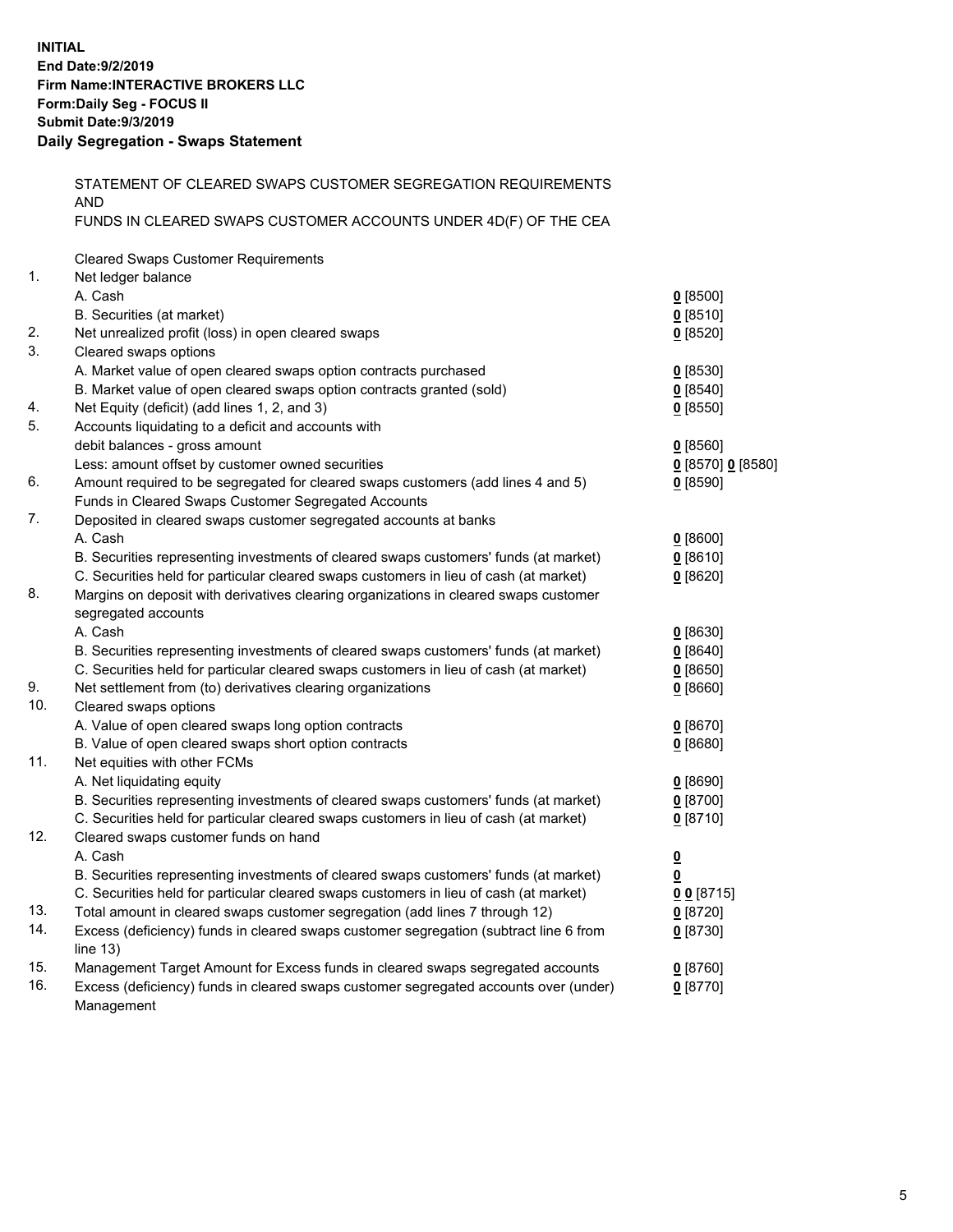**INITIAL**
**End Date:9/2/2019**
**Firm Name:INTERACTIVE BROKERS LLC**
**Form:Daily Seg - FOCUS II**
**Submit Date:9/3/2019**
**Daily Segregation - Swaps Statement**

STATEMENT OF CLEARED SWAPS CUSTOMER SEGREGATION REQUIREMENTS AND FUNDS IN CLEARED SWAPS CUSTOMER ACCOUNTS UNDER 4D(F) OF THE CEA

| | | |
|---|---|---|
| | Cleared Swaps Customer Requirements | |
| 1. | Net ledger balance | |
| | A. Cash | 0 [8500] |
| | B. Securities (at market) | 0 [8510] |
| 2. | Net unrealized profit (loss) in open cleared swaps | 0 [8520] |
| 3. | Cleared swaps options | |
| | A. Market value of open cleared swaps option contracts purchased | 0 [8530] |
| | B. Market value of open cleared swaps option contracts granted (sold) | 0 [8540] |
| 4. | Net Equity (deficit) (add lines 1, 2, and 3) | 0 [8550] |
| 5. | Accounts liquidating to a deficit and accounts with debit balances - gross amount | 0 [8560] |
| | Less: amount offset by customer owned securities | 0 [8570] 0 [8580] |
| 6. | Amount required to be segregated for cleared swaps customers (add lines 4 and 5) | 0 [8590] |
| | Funds in Cleared Swaps Customer Segregated Accounts | |
| 7. | Deposited in cleared swaps customer segregated accounts at banks | |
| | A. Cash | 0 [8600] |
| | B. Securities representing investments of cleared swaps customers' funds (at market) | 0 [8610] |
| | C. Securities held for particular cleared swaps customers in lieu of cash (at market) | 0 [8620] |
| 8. | Margins on deposit with derivatives clearing organizations in cleared swaps customer segregated accounts | |
| | A. Cash | 0 [8630] |
| | B. Securities representing investments of cleared swaps customers' funds (at market) | 0 [8640] |
| | C. Securities held for particular cleared swaps customers in lieu of cash (at market) | 0 [8650] |
| 9. | Net settlement from (to) derivatives clearing organizations | 0 [8660] |
| 10. | Cleared swaps options | |
| | A. Value of open cleared swaps long option contracts | 0 [8670] |
| | B. Value of open cleared swaps short option contracts | 0 [8680] |
| 11. | Net equities with other FCMs | |
| | A. Net liquidating equity | 0 [8690] |
| | B. Securities representing investments of cleared swaps customers' funds (at market) | 0 [8700] |
| | C. Securities held for particular cleared swaps customers in lieu of cash (at market) | 0 [8710] |
| 12. | Cleared swaps customer funds on hand | |
| | A. Cash | 0 |
| | B. Securities representing investments of cleared swaps customers' funds (at market) | 0 |
| | C. Securities held for particular cleared swaps customers in lieu of cash (at market) | 0 0 [8715] |
| 13. | Total amount in cleared swaps customer segregation (add lines 7 through 12) | 0 [8720] |
| 14. | Excess (deficiency) funds in cleared swaps customer segregation (subtract line 6 from line 13) | 0 [8730] |
| 15. | Management Target Amount for Excess funds in cleared swaps segregated accounts | 0 [8760] |
| 16. | Excess (deficiency) funds in cleared swaps customer segregated accounts over (under) Management | 0 [8770] |